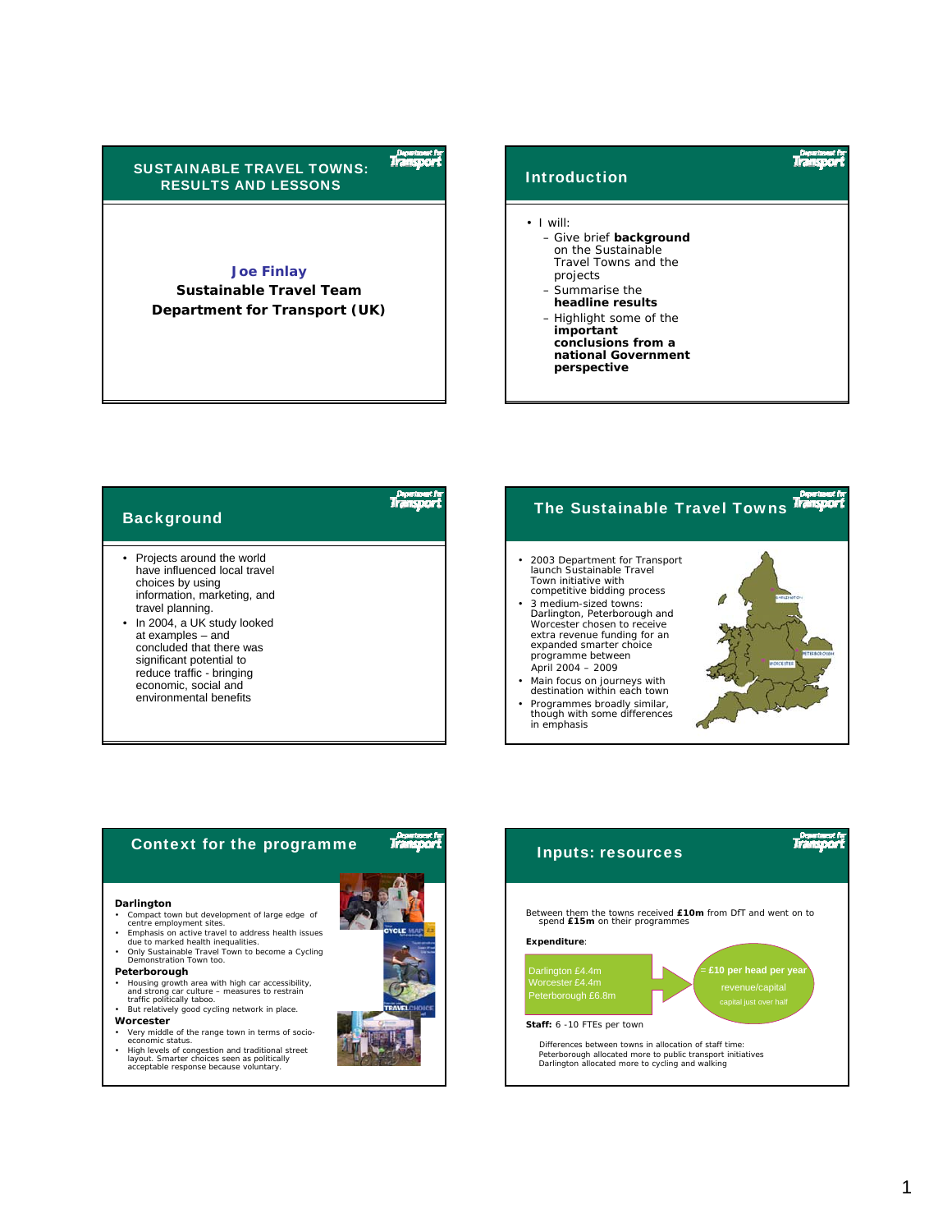# SUSTAINABLE TRAVEL TOWNS: RESULTS AND LESSONS

**Joe Finlay**

**Sustainable Travel Team**

**Department for Transport (UK)**

## Introduction

- I will:
  - Give brief **background** on the Sustainable Travel Towns and the projects
  - Summarise the **headline results**
  - Highlight some of the **important conclusions from a national Government perspective**

## Background

- Projects around the world have influenced local travel choices by using information, marketing, and travel planning.
- In 2004, a UK study looked at examples – and concluded that there was significant potential to reduce traffic - bringing economic, social and environmental benefits

## The Sustainable Travel Towns

- 2003 Department for Transport launch Sustainable Travel Town initiative with competitive bidding process
- 3 medium-sized towns: Darlington, Peterborough and Worcester chosen to receive extra revenue funding for an expanded smarter choice programme between April 2004 – 2009
- Main focus on journeys with destination within each town
- Programmes broadly similar, though with some differences in emphasis

## Context for the programme

**Darlington**

- Compact town but development of large edge of centre employment sites.
- Emphasis on active travel to address health issues due to marked health inequalities.
- Only Sustainable Travel Town to become a Cycling Demonstration Town too.

**Peterborough**

- Housing growth area with high car accessibility, and strong car culture – measures to restrain traffic politically taboo.
- But relatively good cycling network in place.

**Worcester**

- Very middle of the range town in terms of socio-economic status.
- High levels of congestion and traditional street layout. Smarter choices seen as politically acceptable response because voluntary.

## Inputs: resources

Between them the towns received **£10m** from DfT and went on to spend **£15m** on their programmes

**Expenditure**:

Darlington £4.4m
Worcester £4.4m
Peterborough £6.8m

→ **= £10 per head per year**
revenue/capital
capital just over half

**Staff:** 6 -10 FTEs per town

Differences between towns in allocation of staff time:
Peterborough allocated more to public transport initiatives
Darlington allocated more to cycling and walking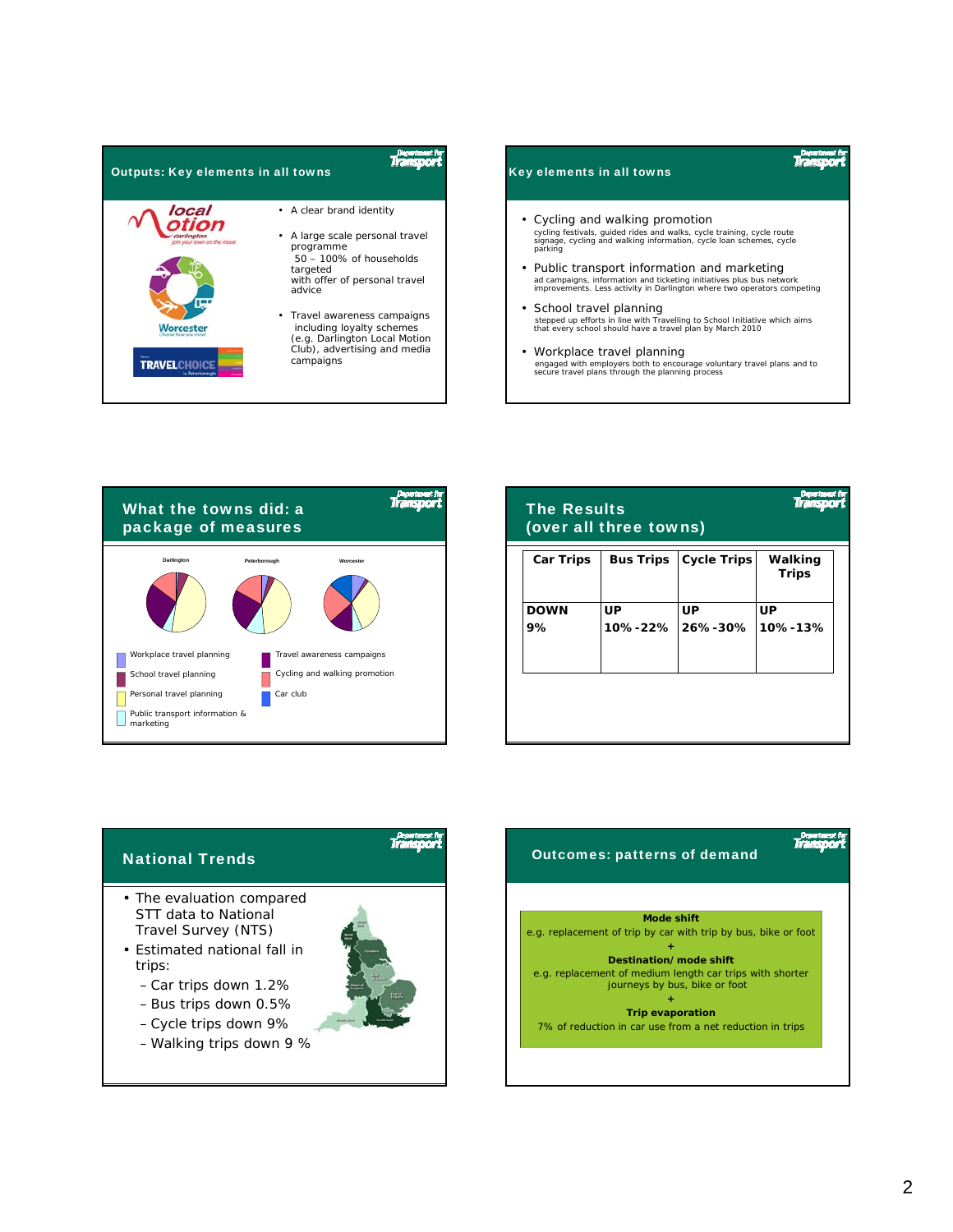## Outputs: Key elements in all towns

- A clear brand identity
- A large scale personal travel programme
  50 – 100% of households targeted
  with offer of personal travel advice
- Travel awareness campaigns including loyalty schemes (e.g. Darlington Local Motion Club), advertising and media campaigns

## Key elements in all towns

- Cycling and walking promotion
  cycling festivals, guided rides and walks, cycle training, cycle route signage, cycling and walking information, cycle loan schemes, cycle parking
- Public transport information and marketing
  ad campaigns, information and ticketing initiatives plus bus network improvements. Less activity in Darlington where two operators competing
- School travel planning
  stepped up efforts in line with Travelling to School Initiative which aims that every school should have a travel plan by March 2010
- Workplace travel planning
  engaged with employers both to encourage voluntary travel plans and to secure travel plans through the planning process

## What the towns did: a package of measures

Darlington | Peterborough | Worcester

- Workplace travel planning
- School travel planning
- Personal travel planning
- Public transport information & marketing
- Travel awareness campaigns
- Cycling and walking promotion
- Car club

## The Results (over all three towns)

| Car Trips | Bus Trips | Cycle Trips | Walking Trips |
|---|---|---|---|
| DOWN 9% | UP 10% -22% | UP 26% -30% | UP 10% -13% |

## National Trends

- The evaluation compared STT data to National Travel Survey (NTS)
- Estimated national fall in trips:
  - Car trips down 1.2%
  - Bus trips down 0.5%
  - Cycle trips down 9%
  - Walking trips down 9 %

## Outcomes: patterns of demand

**Mode shift**
e.g. replacement of trip by car with trip by bus, bike or foot
+
**Destination/ mode shift**
e.g. replacement of medium length car trips with shorter journeys by bus, bike or foot
+
**Trip evaporation**
7% of reduction in car use from a net reduction in trips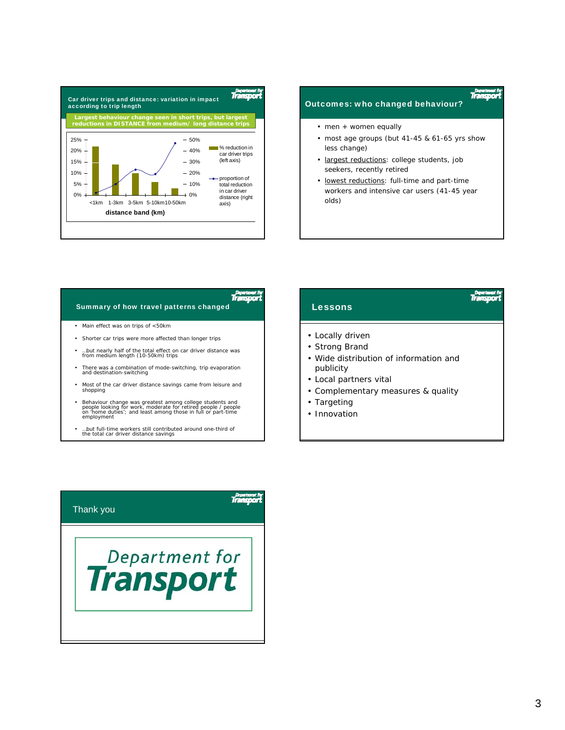## Car driver trips and distance: variation in impact according to trip length

**Largest behaviour change seen in short trips, but largest reductions in DISTANCE from medium/ long distance trips**

25%
20%
15%
10%
5%
0%

50%
40%
30%
20%
10%
0%

<1km 1-3km 3-5km 5-10km 10-50km

distance band (km)

% reduction in car driver trips (left axis)

proportion of total reduction in car driver distance (right axis)

## Outcomes: who changed behaviour?

- men + women equally
- most age groups (but 41-45 & 61-65 yrs show less change)
- largest reductions: college students, job seekers, recently retired
- lowest reductions: full-time and part-time workers and intensive car users (41-45 year olds)

## Summary of how travel patterns changed

- Main effect was on trips of <50km
- Shorter car trips were more affected than longer trips
- ...but nearly half of the total effect on car driver distance was from medium length (10-50km) trips
- There was a combination of mode-switching, trip evaporation and destination-switching
- Most of the car driver distance savings came from leisure and shopping
- Behaviour change was greatest among college students and people looking for work, moderate for retired people / people on 'home duties'; and least among those in full or part-time employment
- ...but full-time workers still contributed around one-third of the total car driver distance savings

## Lessons

- Locally driven
- Strong Brand
- Wide distribution of information and publicity
- Local partners vital
- Complementary measures & quality
- Targeting
- Innovation

## Thank you

Department for Transport